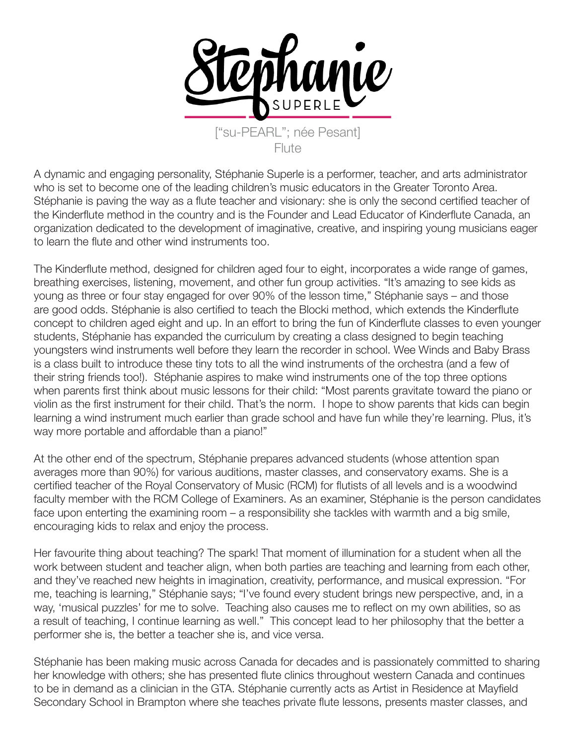# Stéphanie

SUPERLE

["su-PEARL"; née Pesant]

Flute

A dynamic and engaging personality, Stéphanie Superle is a performer, teacher, and arts administrator who is set to become one of the leading children's music educators in the Greater Toronto Area. Stéphanie is paving the way as a flute teacher and visionary: she is only the second certified teacher of the Kinderflute method in the country and is the Founder and Lead Educator of Kinderflute Canada, an organization dedicated to the development of imaginative, creative, and inspiring young musicians eager to learn the flute and other wind instruments too.

The Kinderflute method, designed for children aged four to eight, incorporates a wide range of games, breathing exercises, listening, movement, and other fun group activities. "It's amazing to see kids as young as three or four stay engaged for over 90% of the lesson time," Stéphanie says – and those are good odds. Stéphanie is also certified to teach the Blocki method, which extends the Kinderflute concept to children aged eight and up. In an effort to bring the fun of Kinderflute classes to even younger students, Stéphanie has expanded the curriculum by creating a class designed to begin teaching youngsters wind instruments well before they learn the recorder in school. Wee Winds and Baby Brass is a class built to introduce these tiny tots to all the wind instruments of the orchestra (and a few of their string friends too!). Stéphanie aspires to make wind instruments one of the top three options when parents first think about music lessons for their child: "Most parents gravitate toward the piano or violin as the first instrument for their child. That's the norm. I hope to show parents that kids can begin learning a wind instrument much earlier than grade school and have fun while they're learning. Plus, it's way more portable and affordable than a piano!"

At the other end of the spectrum, Stéphanie prepares advanced students (whose attention span averages more than 90%) for various auditions, master classes, and conservatory exams. She is a certified teacher of the Royal Conservatory of Music (RCM) for flutists of all levels and is a woodwind faculty member with the RCM College of Examiners. As an examiner, Stéphanie is the person candidates face upon enterting the examining room – a responsibility she tackles with warmth and a big smile, encouraging kids to relax and enjoy the process.

Her favourite thing about teaching? The spark! That moment of illumination for a student when all the work between student and teacher align, when both parties are teaching and learning from each other, and they've reached new heights in imagination, creativity, performance, and musical expression. "For me, teaching is learning," Stéphanie says; "I've found every student brings new perspective, and, in a way, 'musical puzzles' for me to solve. Teaching also causes me to reflect on my own abilities, so as a result of teaching, I continue learning as well." This concept lead to her philosophy that the better a performer she is, the better a teacher she is, and vice versa.

Stéphanie has been making music across Canada for decades and is passionately committed to sharing her knowledge with others; she has presented flute clinics throughout western Canada and continues to be in demand as a clinician in the GTA. Stéphanie currently acts as Artist in Residence at Mayfield Secondary School in Brampton where she teaches private flute lessons, presents master classes, and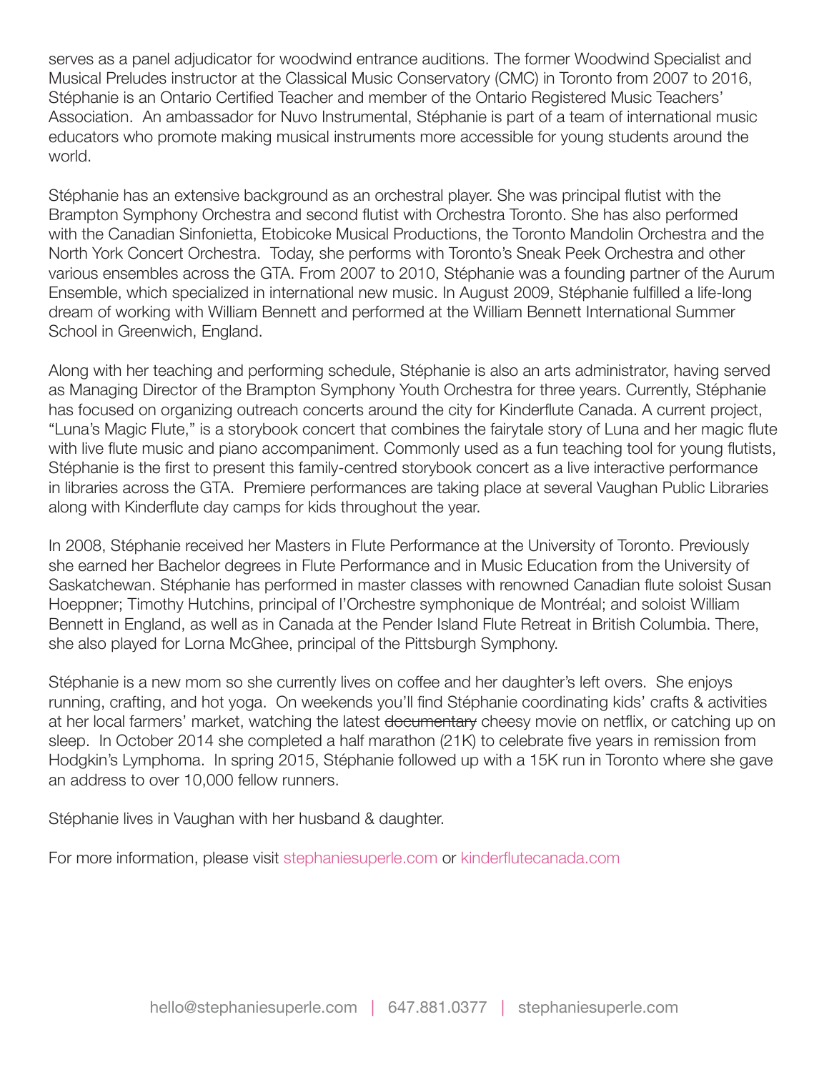serves as a panel adjudicator for woodwind entrance auditions. The former Woodwind Specialist and Musical Preludes instructor at the Classical Music Conservatory (CMC) in Toronto from 2007 to 2016, Stéphanie is an Ontario Certified Teacher and member of the Ontario Registered Music Teachers' Association. An ambassador for Nuvo Instrumental, Stéphanie is part of a team of international music educators who promote making musical instruments more accessible for young students around the world.

Stéphanie has an extensive background as an orchestral player. She was principal flutist with the Brampton Symphony Orchestra and second flutist with Orchestra Toronto. She has also performed with the Canadian Sinfonietta, Etobicoke Musical Productions, the Toronto Mandolin Orchestra and the North York Concert Orchestra. Today, she performs with Toronto's Sneak Peek Orchestra and other various ensembles across the GTA. From 2007 to 2010, Stéphanie was a founding partner of the Aurum Ensemble, which specialized in international new music. In August 2009, Stéphanie fulfilled a life-long dream of working with William Bennett and performed at the William Bennett International Summer School in Greenwich, England.

Along with her teaching and performing schedule, Stéphanie is also an arts administrator, having served as Managing Director of the Brampton Symphony Youth Orchestra for three years. Currently, Stéphanie has focused on organizing outreach concerts around the city for Kinderflute Canada. A current project, "Luna's Magic Flute," is a storybook concert that combines the fairytale story of Luna and her magic flute with live flute music and piano accompaniment. Commonly used as a fun teaching tool for young flutists, Stéphanie is the first to present this family-centred storybook concert as a live interactive performance in libraries across the GTA. Premiere performances are taking place at several Vaughan Public Libraries along with Kinderflute day camps for kids throughout the year.

In 2008, Stéphanie received her Masters in Flute Performance at the University of Toronto. Previously she earned her Bachelor degrees in Flute Performance and in Music Education from the University of Saskatchewan. Stéphanie has performed in master classes with renowned Canadian flute soloist Susan Hoeppner; Timothy Hutchins, principal of l'Orchestre symphonique de Montréal; and soloist William Bennett in England, as well as in Canada at the Pender Island Flute Retreat in British Columbia. There, she also played for Lorna McGhee, principal of the Pittsburgh Symphony.

Stéphanie is a new mom so she currently lives on coffee and her daughter's left overs. She enjoys running, crafting, and hot yoga. On weekends you'll find Stéphanie coordinating kids' crafts & activities at her local farmers' market, watching the latest ~~documentary~~ cheesy movie on netflix, or catching up on sleep. In October 2014 she completed a half marathon (21K) to celebrate five years in remission from Hodgkin's Lymphoma. In spring 2015, Stéphanie followed up with a 15K run in Toronto where she gave an address to over 10,000 fellow runners.

Stéphanie lives in Vaughan with her husband & daughter.

For more information, please visit stephaniesuperle.com or kinderflutecanada.com